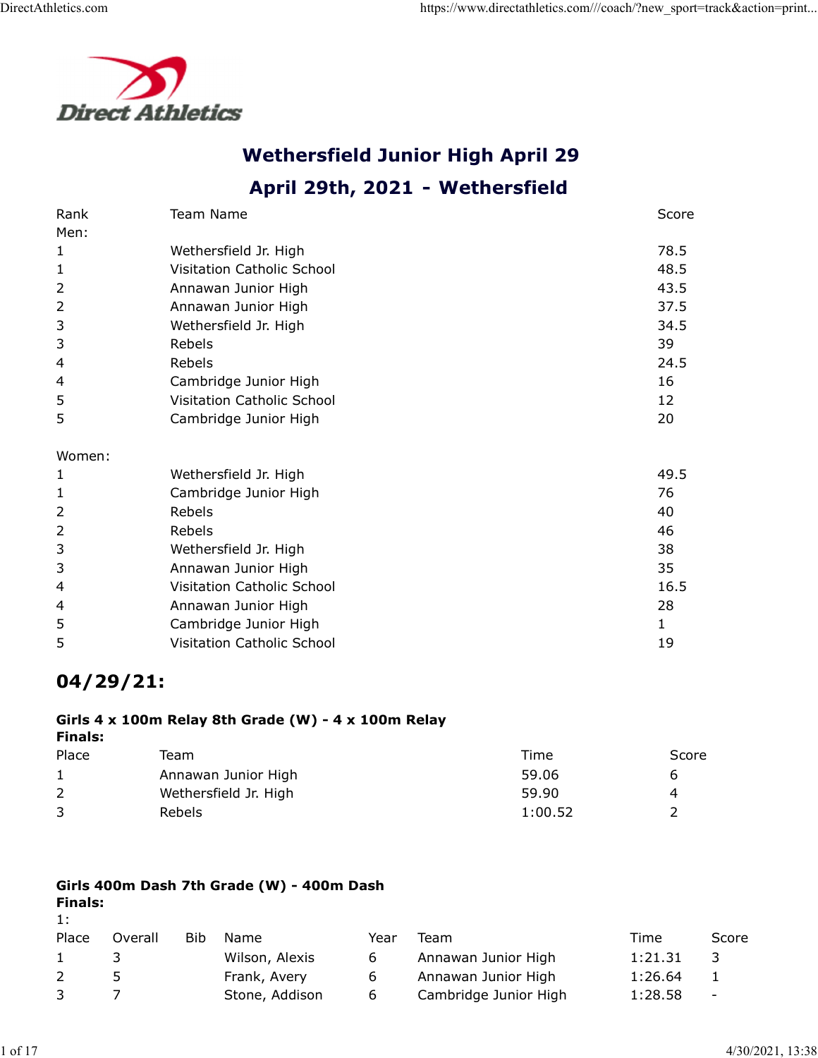# Wethersfield Junior High April 29

## April 29th, 2021 - Wethersfield

| Rank | Team Name | Score |
|---|---|---|
| Men: | | |
| 1 | Wethersfield Jr. High | 78.5 |
| 1 | Visitation Catholic School | 48.5 |
| 2 | Annawan Junior High | 43.5 |
| 2 | Annawan Junior High | 37.5 |
| 3 | Wethersfield Jr. High | 34.5 |
| 3 | Rebels | 39 |
| 4 | Rebels | 24.5 |
| 4 | Cambridge Junior High | 16 |
| 5 | Visitation Catholic School | 12 |
| 5 | Cambridge Junior High | 20 |
| Women: | | |
| 1 | Wethersfield Jr. High | 49.5 |
| 1 | Cambridge Junior High | 76 |
| 2 | Rebels | 40 |
| 2 | Rebels | 46 |
| 3 | Wethersfield Jr. High | 38 |
| 3 | Annawan Junior High | 35 |
| 4 | Visitation Catholic School | 16.5 |
| 4 | Annawan Junior High | 28 |
| 5 | Cambridge Junior High | 1 |
| 5 | Visitation Catholic School | 19 |

## 04/29/21:

**Girls 4 x 100m Relay 8th Grade (W) - 4 x 100m Relay**
**Finals:**

| Place | Team | Time | Score |
|---|---|---|---|
| 1 | Annawan Junior High | 59.06 | 6 |
| 2 | Wethersfield Jr. High | 59.90 | 4 |
| 3 | Rebels | 1:00.52 | 2 |

**Girls 400m Dash 7th Grade (W) - 400m Dash**
**Finals:**

1:

| Place | Overall | Bib | Name | Year | Team | Time | Score |
|---|---|---|---|---|---|---|---|
| 1 | 3 | | Wilson, Alexis | 6 | Annawan Junior High | 1:21.31 | 3 |
| 2 | 5 | | Frank, Avery | 6 | Annawan Junior High | 1:26.64 | 1 |
| 3 | 7 | | Stone, Addison | 6 | Cambridge Junior High | 1:28.58 | - |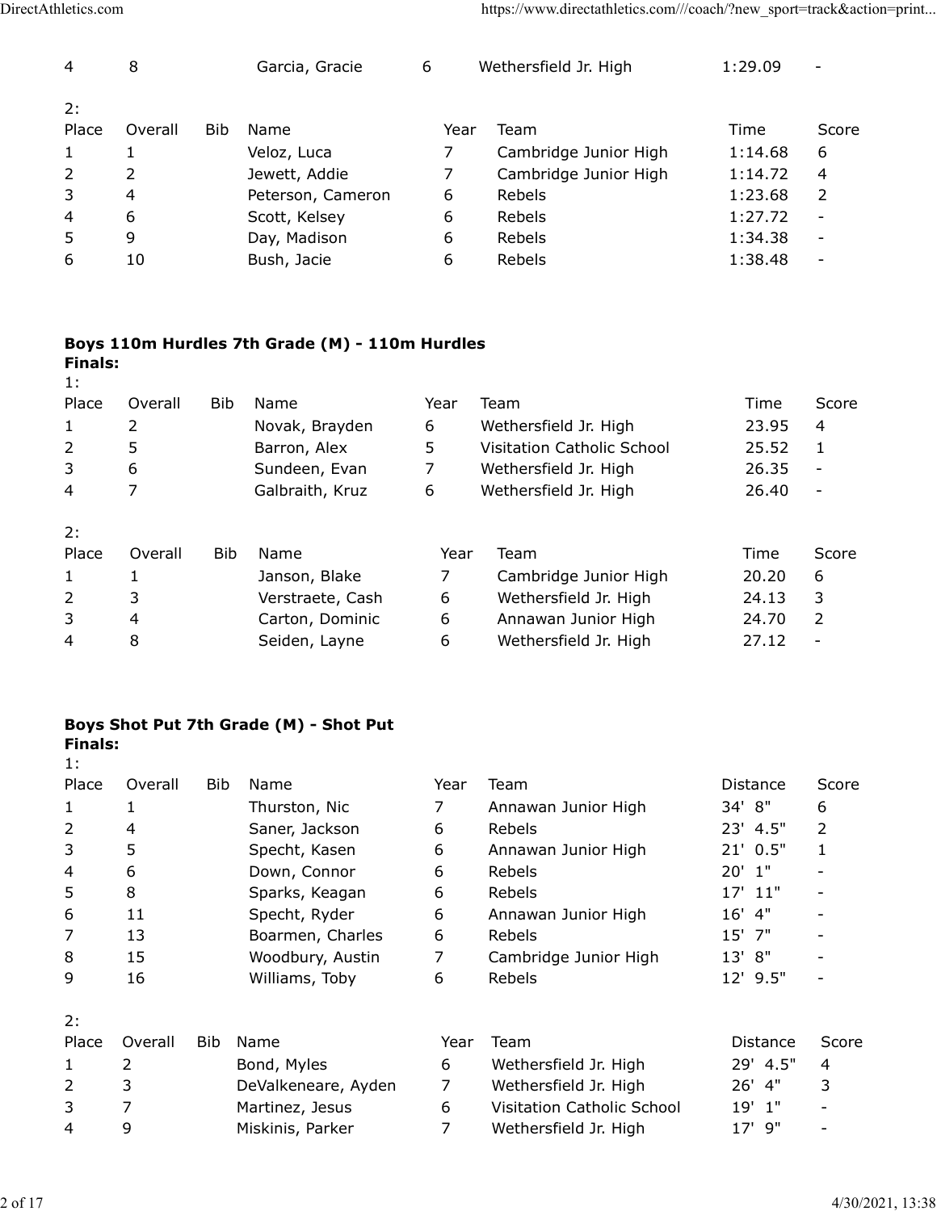| Place | Overall | Bib | Name | Year | Team | Time | Score |
|---|---|---|---|---|---|---|---|
| 4 | 8 | | Garcia, Gracie | 6 | Wethersfield Jr. High | 1:29.09 | - |

2:

| Place | Overall | Bib | Name | Year | Team | Time | Score |
|---|---|---|---|---|---|---|---|
| 1 | 1 | | Veloz, Luca | 7 | Cambridge Junior High | 1:14.68 | 6 |
| 2 | 2 | | Jewett, Addie | 7 | Cambridge Junior High | 1:14.72 | 4 |
| 3 | 4 | | Peterson, Cameron | 6 | Rebels | 1:23.68 | 2 |
| 4 | 6 | | Scott, Kelsey | 6 | Rebels | 1:27.72 | - |
| 5 | 9 | | Day, Madison | 6 | Rebels | 1:34.38 | - |
| 6 | 10 | | Bush, Jacie | 6 | Rebels | 1:38.48 | - |

**Boys 110m Hurdles 7th Grade (M) - 110m Hurdles**
**Finals:**

1:

| Place | Overall | Bib | Name | Year | Team | Time | Score |
|---|---|---|---|---|---|---|---|
| 1 | 2 | | Novak, Brayden | 6 | Wethersfield Jr. High | 23.95 | 4 |
| 2 | 5 | | Barron, Alex | 5 | Visitation Catholic School | 25.52 | 1 |
| 3 | 6 | | Sundeen, Evan | 7 | Wethersfield Jr. High | 26.35 | - |
| 4 | 7 | | Galbraith, Kruz | 6 | Wethersfield Jr. High | 26.40 | - |

2:

| Place | Overall | Bib | Name | Year | Team | Time | Score |
|---|---|---|---|---|---|---|---|
| 1 | 1 | | Janson, Blake | 7 | Cambridge Junior High | 20.20 | 6 |
| 2 | 3 | | Verstraete, Cash | 6 | Wethersfield Jr. High | 24.13 | 3 |
| 3 | 4 | | Carton, Dominic | 6 | Annawan Junior High | 24.70 | 2 |
| 4 | 8 | | Seiden, Layne | 6 | Wethersfield Jr. High | 27.12 | - |

**Boys Shot Put 7th Grade (M) - Shot Put**
**Finals:**

1:

| Place | Overall | Bib | Name | Year | Team | Distance | Score |
|---|---|---|---|---|---|---|---|
| 1 | 1 | | Thurston, Nic | 7 | Annawan Junior High | 34' 8" | 6 |
| 2 | 4 | | Saner, Jackson | 6 | Rebels | 23' 4.5" | 2 |
| 3 | 5 | | Specht, Kasen | 6 | Annawan Junior High | 21' 0.5" | 1 |
| 4 | 6 | | Down, Connor | 6 | Rebels | 20' 1" | - |
| 5 | 8 | | Sparks, Keagan | 6 | Rebels | 17' 11" | - |
| 6 | 11 | | Specht, Ryder | 6 | Annawan Junior High | 16' 4" | - |
| 7 | 13 | | Boarmen, Charles | 6 | Rebels | 15' 7" | - |
| 8 | 15 | | Woodbury, Austin | 7 | Cambridge Junior High | 13' 8" | - |
| 9 | 16 | | Williams, Toby | 6 | Rebels | 12' 9.5" | - |

2:

| Place | Overall | Bib | Name | Year | Team | Distance | Score |
|---|---|---|---|---|---|---|---|
| 1 | 2 | | Bond, Myles | 6 | Wethersfield Jr. High | 29' 4.5" | 4 |
| 2 | 3 | | DeValkeneare, Ayden | 7 | Wethersfield Jr. High | 26' 4" | 3 |
| 3 | 7 | | Martinez, Jesus | 6 | Visitation Catholic School | 19' 1" | - |
| 4 | 9 | | Miskinis, Parker | 7 | Wethersfield Jr. High | 17' 9" | - |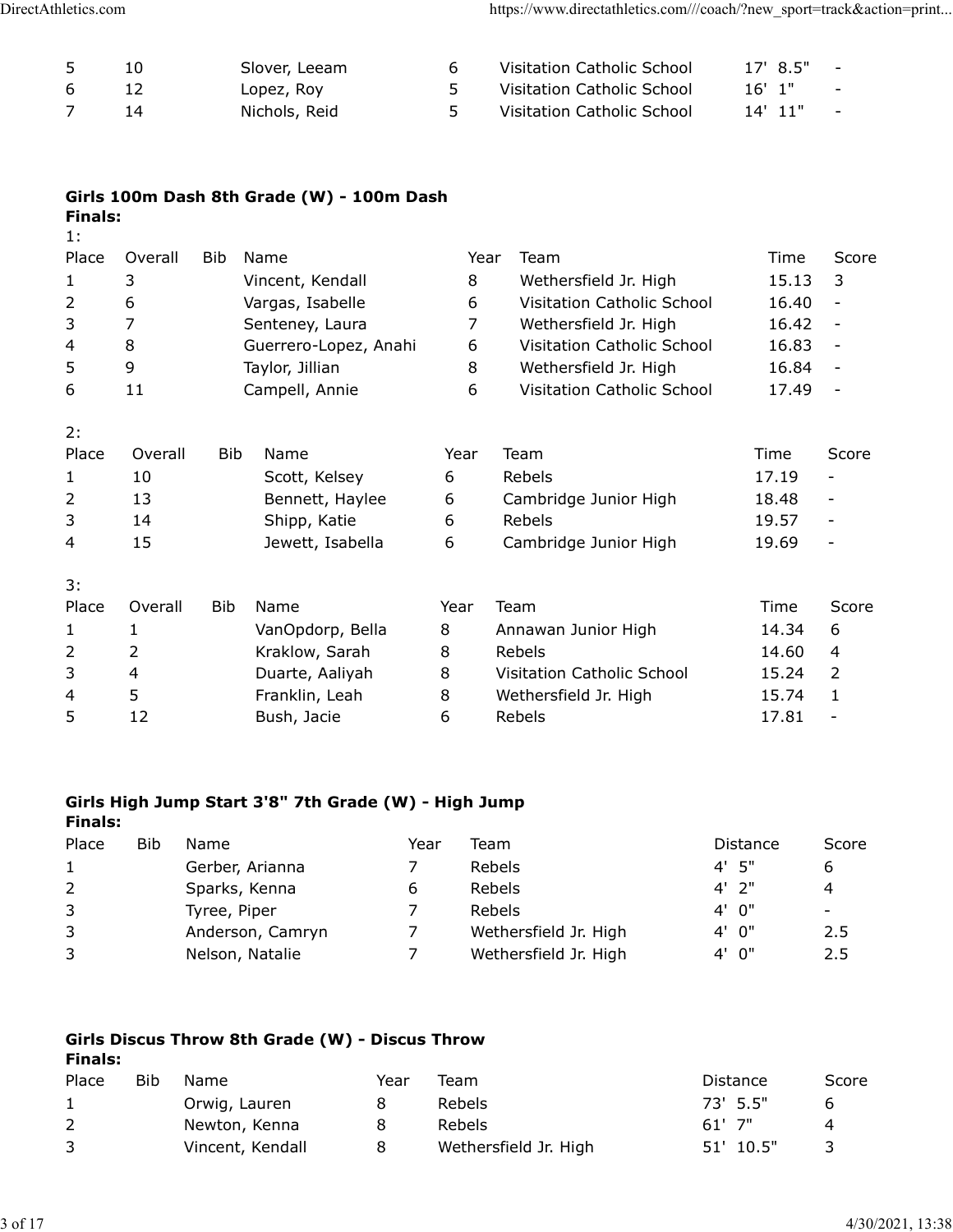| | | | | | | |
|---|---|---|---|---|---|---|
| 5 | 10 | Slover, Leeam | 6 | Visitation Catholic School | 17' 8.5" | - |
| 6 | 12 | Lopez, Roy | 5 | Visitation Catholic School | 16' 1" | - |
| 7 | 14 | Nichols, Reid | 5 | Visitation Catholic School | 14' 11" | - |

**Girls 100m Dash 8th Grade (W) - 100m Dash**

**Finals:**

1:

| Place | Overall | Bib | Name | Year | Team | Time | Score |
|---|---|---|---|---|---|---|---|
| 1 | 3 | | Vincent, Kendall | 8 | Wethersfield Jr. High | 15.13 | 3 |
| 2 | 6 | | Vargas, Isabelle | 6 | Visitation Catholic School | 16.40 | - |
| 3 | 7 | | Senteney, Laura | 7 | Wethersfield Jr. High | 16.42 | - |
| 4 | 8 | | Guerrero-Lopez, Anahi | 6 | Visitation Catholic School | 16.83 | - |
| 5 | 9 | | Taylor, Jillian | 8 | Wethersfield Jr. High | 16.84 | - |
| 6 | 11 | | Campell, Annie | 6 | Visitation Catholic School | 17.49 | - |

2:

| Place | Overall | Bib | Name | Year | Team | Time | Score |
|---|---|---|---|---|---|---|---|
| 1 | 10 | | Scott, Kelsey | 6 | Rebels | 17.19 | - |
| 2 | 13 | | Bennett, Haylee | 6 | Cambridge Junior High | 18.48 | - |
| 3 | 14 | | Shipp, Katie | 6 | Rebels | 19.57 | - |
| 4 | 15 | | Jewett, Isabella | 6 | Cambridge Junior High | 19.69 | - |

3:

| Place | Overall | Bib | Name | Year | Team | Time | Score |
|---|---|---|---|---|---|---|---|
| 1 | 1 | | VanOpdorp, Bella | 8 | Annawan Junior High | 14.34 | 6 |
| 2 | 2 | | Kraklow, Sarah | 8 | Rebels | 14.60 | 4 |
| 3 | 4 | | Duarte, Aaliyah | 8 | Visitation Catholic School | 15.24 | 2 |
| 4 | 5 | | Franklin, Leah | 8 | Wethersfield Jr. High | 15.74 | 1 |
| 5 | 12 | | Bush, Jacie | 6 | Rebels | 17.81 | - |

**Girls High Jump Start 3'8" 7th Grade (W) - High Jump**

**Finals:**

| Place | Bib | Name | Year | Team | Distance | Score |
|---|---|---|---|---|---|---|
| 1 | | Gerber, Arianna | 7 | Rebels | 4' 5" | 6 |
| 2 | | Sparks, Kenna | 6 | Rebels | 4' 2" | 4 |
| 3 | | Tyree, Piper | 7 | Rebels | 4' 0" | - |
| 3 | | Anderson, Camryn | 7 | Wethersfield Jr. High | 4' 0" | 2.5 |
| 3 | | Nelson, Natalie | 7 | Wethersfield Jr. High | 4' 0" | 2.5 |

**Girls Discus Throw 8th Grade (W) - Discus Throw**

**Finals:**

| Place | Bib | Name | Year | Team | Distance | Score |
|---|---|---|---|---|---|---|
| 1 | | Orwig, Lauren | 8 | Rebels | 73' 5.5" | 6 |
| 2 | | Newton, Kenna | 8 | Rebels | 61' 7" | 4 |
| 3 | | Vincent, Kendall | 8 | Wethersfield Jr. High | 51' 10.5" | 3 |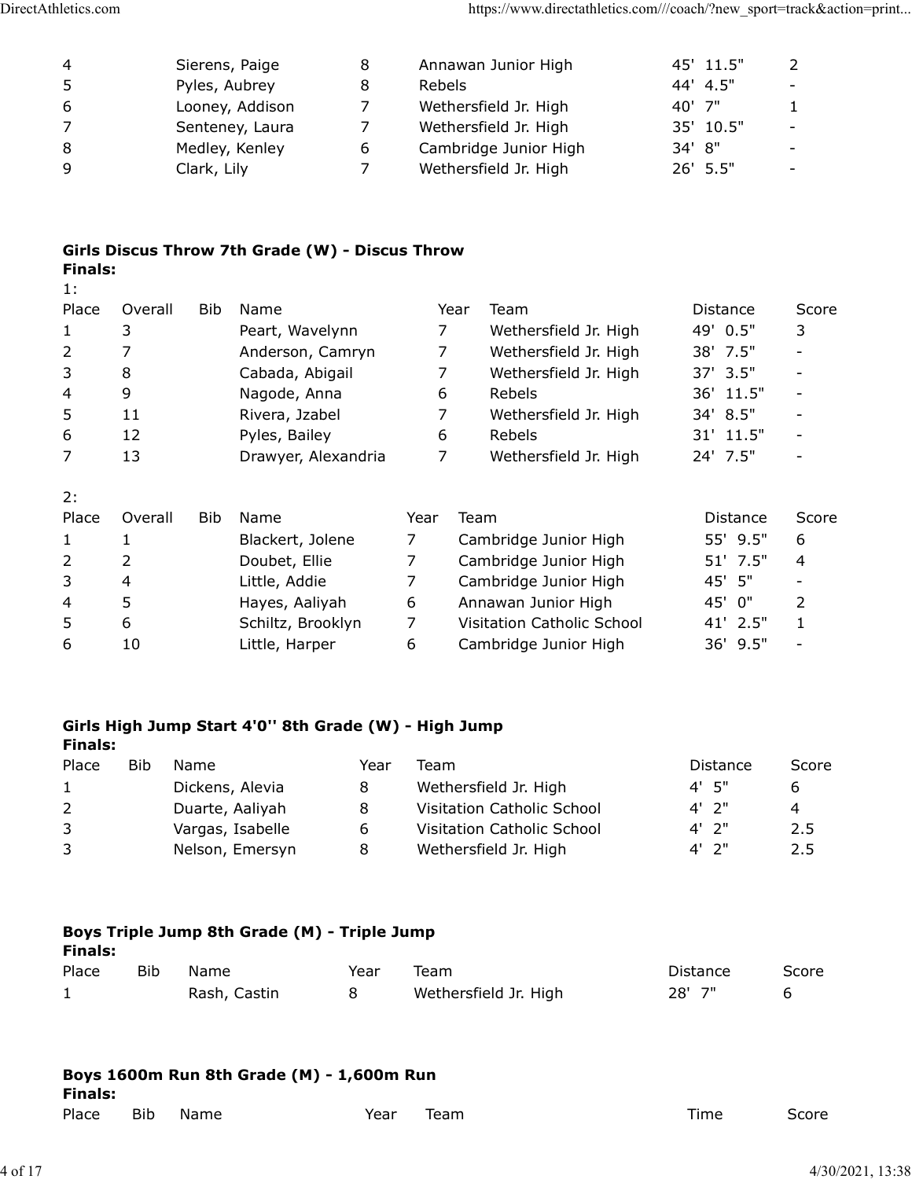| | | | | | |
|---|---|---|---|---|---|
| 4 | Sierens, Paige | 8 | Annawan Junior High | 45' 11.5" | 2 |
| 5 | Pyles, Aubrey | 8 | Rebels | 44' 4.5" | - |
| 6 | Looney, Addison | 7 | Wethersfield Jr. High | 40' 7" | 1 |
| 7 | Senteney, Laura | 7 | Wethersfield Jr. High | 35' 10.5" | - |
| 8 | Medley, Kenley | 6 | Cambridge Junior High | 34' 8" | - |
| 9 | Clark, Lily | 7 | Wethersfield Jr. High | 26' 5.5" | - |

**Girls Discus Throw 7th Grade (W) - Discus Throw**

**Finals:**

1:

| Place | Overall | Bib | Name | Year | Team | Distance | Score |
|---|---|---|---|---|---|---|---|
| 1 | 3 | | Peart, Wavelynn | 7 | Wethersfield Jr. High | 49' 0.5" | 3 |
| 2 | 7 | | Anderson, Camryn | 7 | Wethersfield Jr. High | 38' 7.5" | - |
| 3 | 8 | | Cabada, Abigail | 7 | Wethersfield Jr. High | 37' 3.5" | - |
| 4 | 9 | | Nagode, Anna | 6 | Rebels | 36' 11.5" | - |
| 5 | 11 | | Rivera, Jzabel | 7 | Wethersfield Jr. High | 34' 8.5" | - |
| 6 | 12 | | Pyles, Bailey | 6 | Rebels | 31' 11.5" | - |
| 7 | 13 | | Drawyer, Alexandria | 7 | Wethersfield Jr. High | 24' 7.5" | - |

2:

| Place | Overall | Bib | Name | Year | Team | Distance | Score |
|---|---|---|---|---|---|---|---|
| 1 | 1 | | Blackert, Jolene | 7 | Cambridge Junior High | 55' 9.5" | 6 |
| 2 | 2 | | Doubet, Ellie | 7 | Cambridge Junior High | 51' 7.5" | 4 |
| 3 | 4 | | Little, Addie | 7 | Cambridge Junior High | 45' 5" | - |
| 4 | 5 | | Hayes, Aaliyah | 6 | Annawan Junior High | 45' 0" | 2 |
| 5 | 6 | | Schiltz, Brooklyn | 7 | Visitation Catholic School | 41' 2.5" | 1 |
| 6 | 10 | | Little, Harper | 6 | Cambridge Junior High | 36' 9.5" | - |

**Girls High Jump Start 4'0'' 8th Grade (W) - High Jump**

**Finals:**

| Place | Bib | Name | Year | Team | Distance | Score |
|---|---|---|---|---|---|---|
| 1 | | Dickens, Alevia | 8 | Wethersfield Jr. High | 4' 5" | 6 |
| 2 | | Duarte, Aaliyah | 8 | Visitation Catholic School | 4' 2" | 4 |
| 3 | | Vargas, Isabelle | 6 | Visitation Catholic School | 4' 2" | 2.5 |
| 3 | | Nelson, Emersyn | 8 | Wethersfield Jr. High | 4' 2" | 2.5 |

**Boys Triple Jump 8th Grade (M) - Triple Jump**

**Finals:**

| Place | Bib | Name | Year | Team | Distance | Score |
|---|---|---|---|---|---|---|
| 1 | | Rash, Castin | 8 | Wethersfield Jr. High | 28' 7" | 6 |

**Boys 1600m Run 8th Grade (M) - 1,600m Run**

**Finals:**

| Place | Bib | Name | Year | Team | Time | Score |
|---|---|---|---|---|---|---|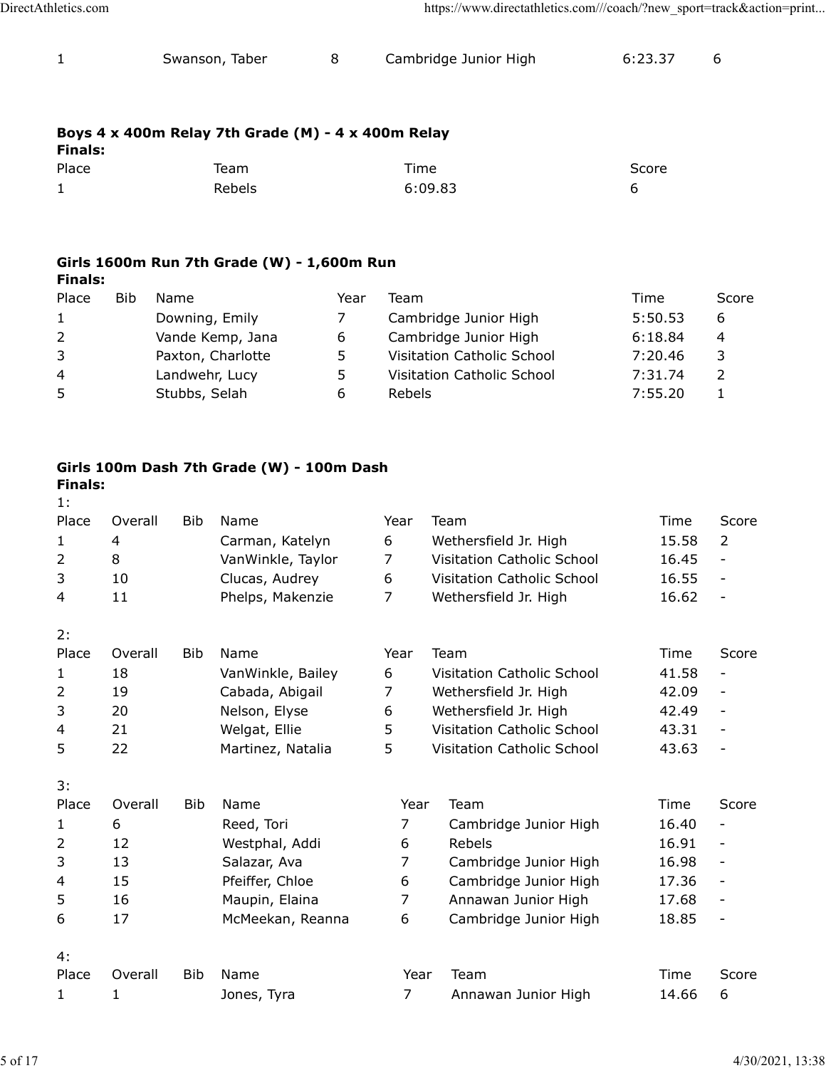| | | | | | |
|---|---|---|---|---|---|
| 1 | Swanson, Taber | 8 | Cambridge Junior High | 6:23.37 | 6 |

**Boys 4 x 400m Relay 7th Grade (M) - 4 x 400m Relay**

**Finals:**

| Place | Team | Time | Score |
|---|---|---|---|
| 1 | Rebels | 6:09.83 | 6 |

**Girls 1600m Run 7th Grade (W) - 1,600m Run**

**Finals:**

| Place | Bib | Name | Year | Team | Time | Score |
|---|---|---|---|---|---|---|
| 1 | | Downing, Emily | 7 | Cambridge Junior High | 5:50.53 | 6 |
| 2 | | Vande Kemp, Jana | 6 | Cambridge Junior High | 6:18.84 | 4 |
| 3 | | Paxton, Charlotte | 5 | Visitation Catholic School | 7:20.46 | 3 |
| 4 | | Landwehr, Lucy | 5 | Visitation Catholic School | 7:31.74 | 2 |
| 5 | | Stubbs, Selah | 6 | Rebels | 7:55.20 | 1 |

**Girls 100m Dash 7th Grade (W) - 100m Dash**

**Finals:**

1:

| Place | Overall | Bib | Name | Year | Team | Time | Score |
|---|---|---|---|---|---|---|---|
| 1 | 4 | | Carman, Katelyn | 6 | Wethersfield Jr. High | 15.58 | 2 |
| 2 | 8 | | VanWinkle, Taylor | 7 | Visitation Catholic School | 16.45 | - |
| 3 | 10 | | Clucas, Audrey | 6 | Visitation Catholic School | 16.55 | - |
| 4 | 11 | | Phelps, Makenzie | 7 | Wethersfield Jr. High | 16.62 | - |

2:

| Place | Overall | Bib | Name | Year | Team | Time | Score |
|---|---|---|---|---|---|---|---|
| 1 | 18 | | VanWinkle, Bailey | 6 | Visitation Catholic School | 41.58 | - |
| 2 | 19 | | Cabada, Abigail | 7 | Wethersfield Jr. High | 42.09 | - |
| 3 | 20 | | Nelson, Elyse | 6 | Wethersfield Jr. High | 42.49 | - |
| 4 | 21 | | Welgat, Ellie | 5 | Visitation Catholic School | 43.31 | - |
| 5 | 22 | | Martinez, Natalia | 5 | Visitation Catholic School | 43.63 | - |

3:

| Place | Overall | Bib | Name | Year | Team | Time | Score |
|---|---|---|---|---|---|---|---|
| 1 | 6 | | Reed, Tori | 7 | Cambridge Junior High | 16.40 | - |
| 2 | 12 | | Westphal, Addi | 6 | Rebels | 16.91 | - |
| 3 | 13 | | Salazar, Ava | 7 | Cambridge Junior High | 16.98 | - |
| 4 | 15 | | Pfeiffer, Chloe | 6 | Cambridge Junior High | 17.36 | - |
| 5 | 16 | | Maupin, Elaina | 7 | Annawan Junior High | 17.68 | - |
| 6 | 17 | | McMeekan, Reanna | 6 | Cambridge Junior High | 18.85 | - |

4:

| Place | Overall | Bib | Name | Year | Team | Time | Score |
|---|---|---|---|---|---|---|---|
| 1 | 1 | | Jones, Tyra | 7 | Annawan Junior High | 14.66 | 6 |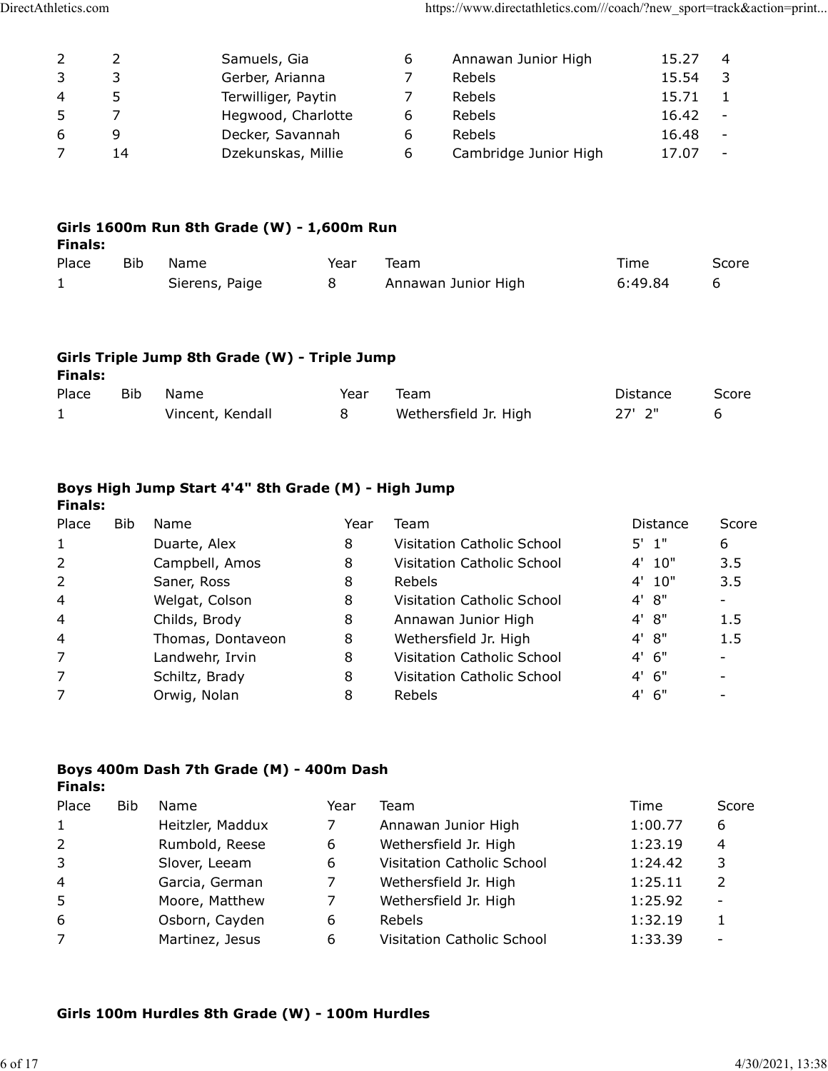| | | | | | | |
|---|---|---|---|---|---|---|
| 2 | 2 | Samuels, Gia | 6 | Annawan Junior High | 15.27 | 4 |
| 3 | 3 | Gerber, Arianna | 7 | Rebels | 15.54 | 3 |
| 4 | 5 | Terwilliger, Paytin | 7 | Rebels | 15.71 | 1 |
| 5 | 7 | Hegwood, Charlotte | 6 | Rebels | 16.42 | - |
| 6 | 9 | Decker, Savannah | 6 | Rebels | 16.48 | - |
| 7 | 14 | Dzekunskas, Millie | 6 | Cambridge Junior High | 17.07 | - |

**Girls 1600m Run 8th Grade (W) - 1,600m Run**

**Finals:**

| Place | Bib | Name | Year | Team | Time | Score |
|---|---|---|---|---|---|---|
| 1 | | Sierens, Paige | 8 | Annawan Junior High | 6:49.84 | 6 |

**Girls Triple Jump 8th Grade (W) - Triple Jump**

**Finals:**

| Place | Bib | Name | Year | Team | Distance | Score |
|---|---|---|---|---|---|---|
| 1 | | Vincent, Kendall | 8 | Wethersfield Jr. High | 27' 2" | 6 |

**Boys High Jump Start 4'4" 8th Grade (M) - High Jump**

**Finals:**

| Place | Bib | Name | Year | Team | Distance | Score |
|---|---|---|---|---|---|---|
| 1 | | Duarte, Alex | 8 | Visitation Catholic School | 5' 1" | 6 |
| 2 | | Campbell, Amos | 8 | Visitation Catholic School | 4' 10" | 3.5 |
| 2 | | Saner, Ross | 8 | Rebels | 4' 10" | 3.5 |
| 4 | | Welgat, Colson | 8 | Visitation Catholic School | 4' 8" | - |
| 4 | | Childs, Brody | 8 | Annawan Junior High | 4' 8" | 1.5 |
| 4 | | Thomas, Dontaveon | 8 | Wethersfield Jr. High | 4' 8" | 1.5 |
| 7 | | Landwehr, Irvin | 8 | Visitation Catholic School | 4' 6" | - |
| 7 | | Schiltz, Brady | 8 | Visitation Catholic School | 4' 6" | - |
| 7 | | Orwig, Nolan | 8 | Rebels | 4' 6" | - |

**Boys 400m Dash 7th Grade (M) - 400m Dash**

**Finals:**

| Place | Bib | Name | Year | Team | Time | Score |
|---|---|---|---|---|---|---|
| 1 | | Heitzler, Maddux | 7 | Annawan Junior High | 1:00.77 | 6 |
| 2 | | Rumbold, Reese | 6 | Wethersfield Jr. High | 1:23.19 | 4 |
| 3 | | Slover, Leeam | 6 | Visitation Catholic School | 1:24.42 | 3 |
| 4 | | Garcia, German | 7 | Wethersfield Jr. High | 1:25.11 | 2 |
| 5 | | Moore, Matthew | 7 | Wethersfield Jr. High | 1:25.92 | - |
| 6 | | Osborn, Cayden | 6 | Rebels | 1:32.19 | 1 |
| 7 | | Martinez, Jesus | 6 | Visitation Catholic School | 1:33.39 | - |

**Girls 100m Hurdles 8th Grade (W) - 100m Hurdles**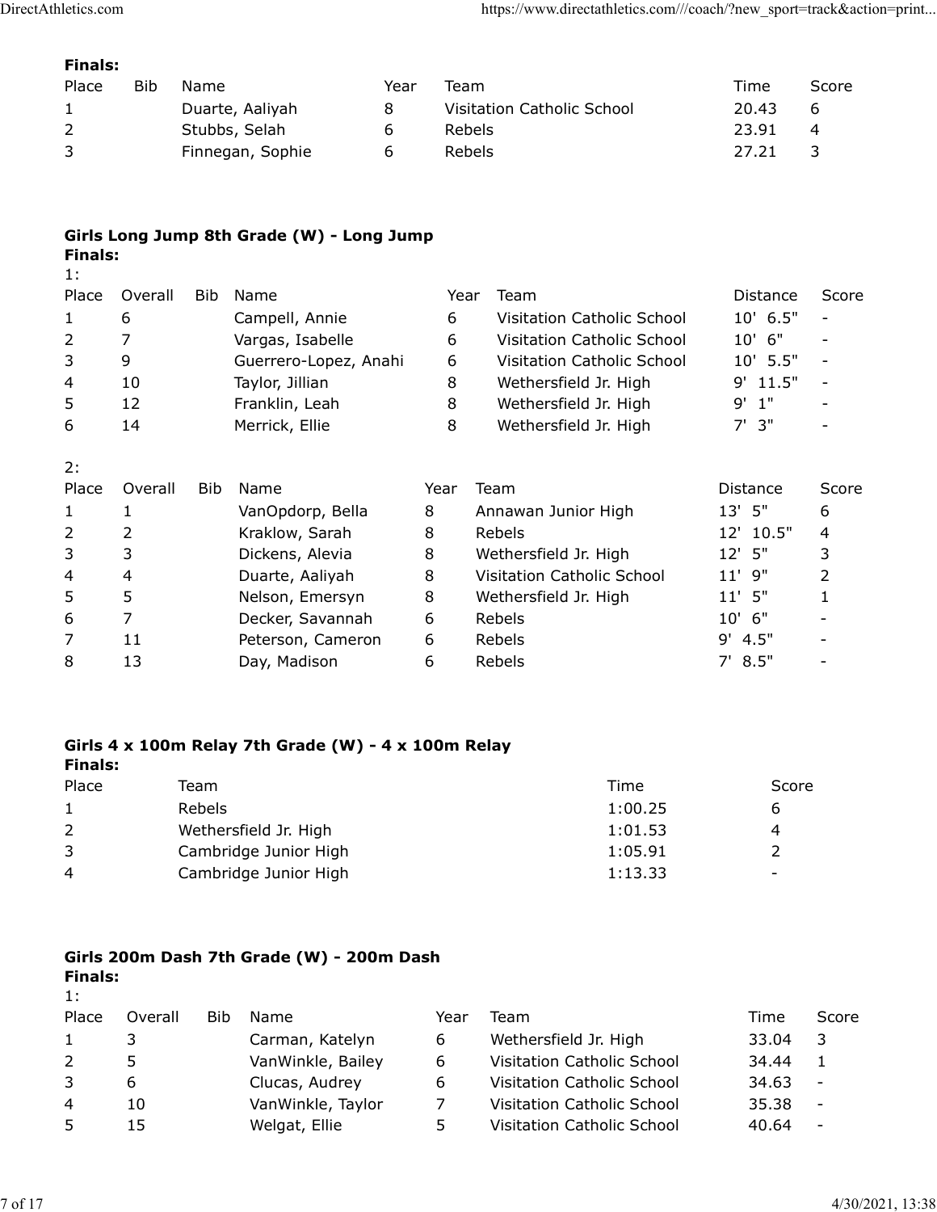**Finals:**

| Place | Bib | Name | Year | Team | Time | Score |
|---|---|---|---|---|---|---|
| 1 | | Duarte, Aaliyah | 8 | Visitation Catholic School | 20.43 | 6 |
| 2 | | Stubbs, Selah | 6 | Rebels | 23.91 | 4 |
| 3 | | Finnegan, Sophie | 6 | Rebels | 27.21 | 3 |

### Girls Long Jump 8th Grade (W) - Long Jump

**Finals:**

1:

| Place | Overall | Bib | Name | Year | Team | Distance | Score |
|---|---|---|---|---|---|---|---|
| 1 | 6 | | Campell, Annie | 6 | Visitation Catholic School | 10' 6.5" | - |
| 2 | 7 | | Vargas, Isabelle | 6 | Visitation Catholic School | 10' 6" | - |
| 3 | 9 | | Guerrero-Lopez, Anahi | 6 | Visitation Catholic School | 10' 5.5" | - |
| 4 | 10 | | Taylor, Jillian | 8 | Wethersfield Jr. High | 9' 11.5" | - |
| 5 | 12 | | Franklin, Leah | 8 | Wethersfield Jr. High | 9' 1" | - |
| 6 | 14 | | Merrick, Ellie | 8 | Wethersfield Jr. High | 7' 3" | - |

2:

| Place | Overall | Bib | Name | Year | Team | Distance | Score |
|---|---|---|---|---|---|---|---|
| 1 | 1 | | VanOpdorp, Bella | 8 | Annawan Junior High | 13' 5" | 6 |
| 2 | 2 | | Kraklow, Sarah | 8 | Rebels | 12' 10.5" | 4 |
| 3 | 3 | | Dickens, Alevia | 8 | Wethersfield Jr. High | 12' 5" | 3 |
| 4 | 4 | | Duarte, Aaliyah | 8 | Visitation Catholic School | 11' 9" | 2 |
| 5 | 5 | | Nelson, Emersyn | 8 | Wethersfield Jr. High | 11' 5" | 1 |
| 6 | 7 | | Decker, Savannah | 6 | Rebels | 10' 6" | - |
| 7 | 11 | | Peterson, Cameron | 6 | Rebels | 9' 4.5" | - |
| 8 | 13 | | Day, Madison | 6 | Rebels | 7' 8.5" | - |

### Girls 4 x 100m Relay 7th Grade (W) - 4 x 100m Relay

**Finals:**

| Place | Team | Time | Score |
|---|---|---|---|
| 1 | Rebels | 1:00.25 | 6 |
| 2 | Wethersfield Jr. High | 1:01.53 | 4 |
| 3 | Cambridge Junior High | 1:05.91 | 2 |
| 4 | Cambridge Junior High | 1:13.33 | - |

### Girls 200m Dash 7th Grade (W) - 200m Dash

**Finals:**

1:

| Place | Overall | Bib | Name | Year | Team | Time | Score |
|---|---|---|---|---|---|---|---|
| 1 | 3 | | Carman, Katelyn | 6 | Wethersfield Jr. High | 33.04 | 3 |
| 2 | 5 | | VanWinkle, Bailey | 6 | Visitation Catholic School | 34.44 | 1 |
| 3 | 6 | | Clucas, Audrey | 6 | Visitation Catholic School | 34.63 | - |
| 4 | 10 | | VanWinkle, Taylor | 7 | Visitation Catholic School | 35.38 | - |
| 5 | 15 | | Welgat, Ellie | 5 | Visitation Catholic School | 40.64 | - |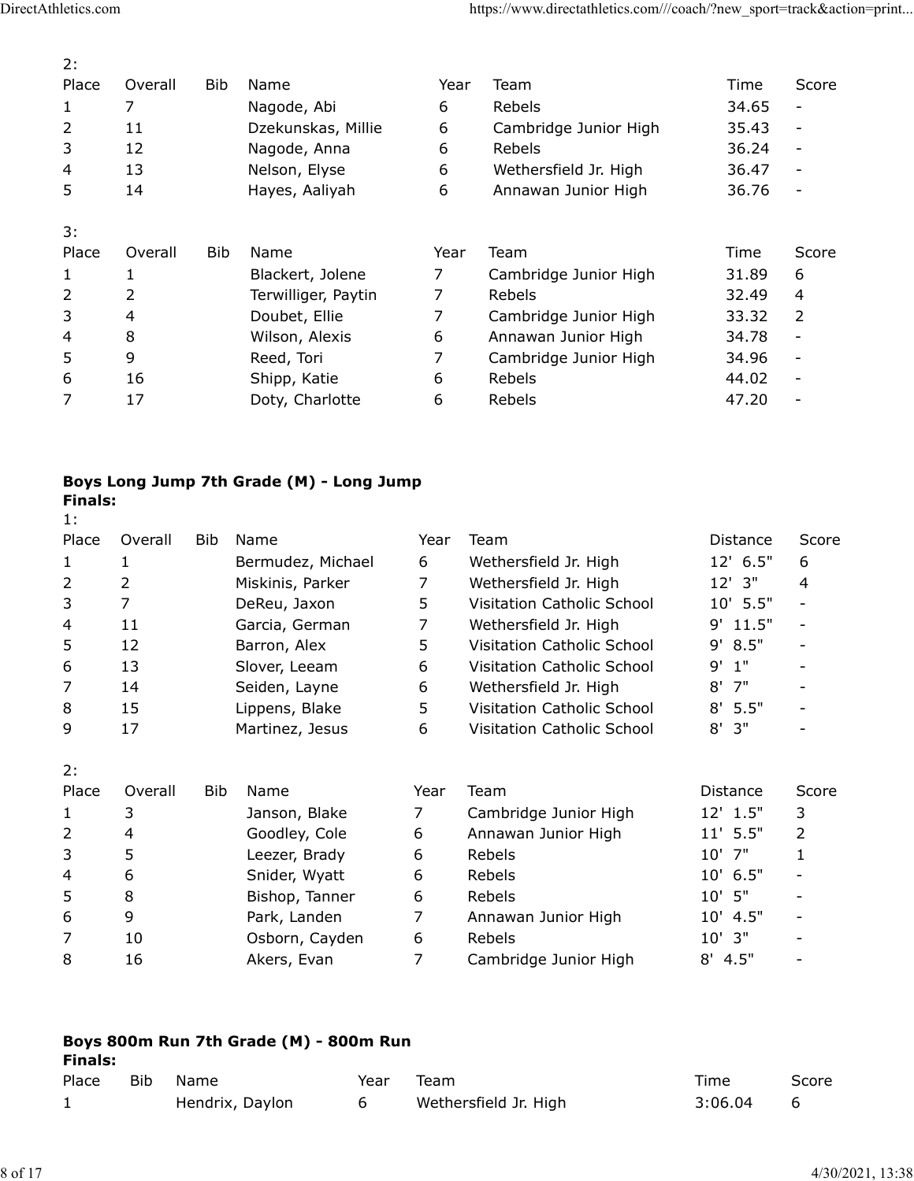2:

| Place | Overall | Bib | Name | Year | Team | Time | Score |
|---|---|---|---|---|---|---|---|
| 1 | 7 | | Nagode, Abi | 6 | Rebels | 34.65 | - |
| 2 | 11 | | Dzekunskas, Millie | 6 | Cambridge Junior High | 35.43 | - |
| 3 | 12 | | Nagode, Anna | 6 | Rebels | 36.24 | - |
| 4 | 13 | | Nelson, Elyse | 6 | Wethersfield Jr. High | 36.47 | - |
| 5 | 14 | | Hayes, Aaliyah | 6 | Annawan Junior High | 36.76 | - |

3:

| Place | Overall | Bib | Name | Year | Team | Time | Score |
|---|---|---|---|---|---|---|---|
| 1 | 1 | | Blackert, Jolene | 7 | Cambridge Junior High | 31.89 | 6 |
| 2 | 2 | | Terwilliger, Paytin | 7 | Rebels | 32.49 | 4 |
| 3 | 4 | | Doubet, Ellie | 7 | Cambridge Junior High | 33.32 | 2 |
| 4 | 8 | | Wilson, Alexis | 6 | Annawan Junior High | 34.78 | - |
| 5 | 9 | | Reed, Tori | 7 | Cambridge Junior High | 34.96 | - |
| 6 | 16 | | Shipp, Katie | 6 | Rebels | 44.02 | - |
| 7 | 17 | | Doty, Charlotte | 6 | Rebels | 47.20 | - |

**Boys Long Jump 7th Grade (M) - Long Jump**

**Finals:**

1:

| Place | Overall | Bib | Name | Year | Team | Distance | Score |
|---|---|---|---|---|---|---|---|
| 1 | 1 | | Bermudez, Michael | 6 | Wethersfield Jr. High | 12' 6.5" | 6 |
| 2 | 2 | | Miskinis, Parker | 7 | Wethersfield Jr. High | 12' 3" | 4 |
| 3 | 7 | | DeReu, Jaxon | 5 | Visitation Catholic School | 10' 5.5" | - |
| 4 | 11 | | Garcia, German | 7 | Wethersfield Jr. High | 9' 11.5" | - |
| 5 | 12 | | Barron, Alex | 5 | Visitation Catholic School | 9' 8.5" | - |
| 6 | 13 | | Slover, Leeam | 6 | Visitation Catholic School | 9' 1" | - |
| 7 | 14 | | Seiden, Layne | 6 | Wethersfield Jr. High | 8' 7" | - |
| 8 | 15 | | Lippens, Blake | 5 | Visitation Catholic School | 8' 5.5" | - |
| 9 | 17 | | Martinez, Jesus | 6 | Visitation Catholic School | 8' 3" | - |

2:

| Place | Overall | Bib | Name | Year | Team | Distance | Score |
|---|---|---|---|---|---|---|---|
| 1 | 3 | | Janson, Blake | 7 | Cambridge Junior High | 12' 1.5" | 3 |
| 2 | 4 | | Goodley, Cole | 6 | Annawan Junior High | 11' 5.5" | 2 |
| 3 | 5 | | Leezer, Brady | 6 | Rebels | 10' 7" | 1 |
| 4 | 6 | | Snider, Wyatt | 6 | Rebels | 10' 6.5" | - |
| 5 | 8 | | Bishop, Tanner | 6 | Rebels | 10' 5" | - |
| 6 | 9 | | Park, Landen | 7 | Annawan Junior High | 10' 4.5" | - |
| 7 | 10 | | Osborn, Cayden | 6 | Rebels | 10' 3" | - |
| 8 | 16 | | Akers, Evan | 7 | Cambridge Junior High | 8' 4.5" | - |

**Boys 800m Run 7th Grade (M) - 800m Run**

**Finals:**

| Place | Bib | Name | Year | Team | Time | Score |
|---|---|---|---|---|---|---|
| 1 | | Hendrix, Daylon | 6 | Wethersfield Jr. High | 3:06.04 | 6 |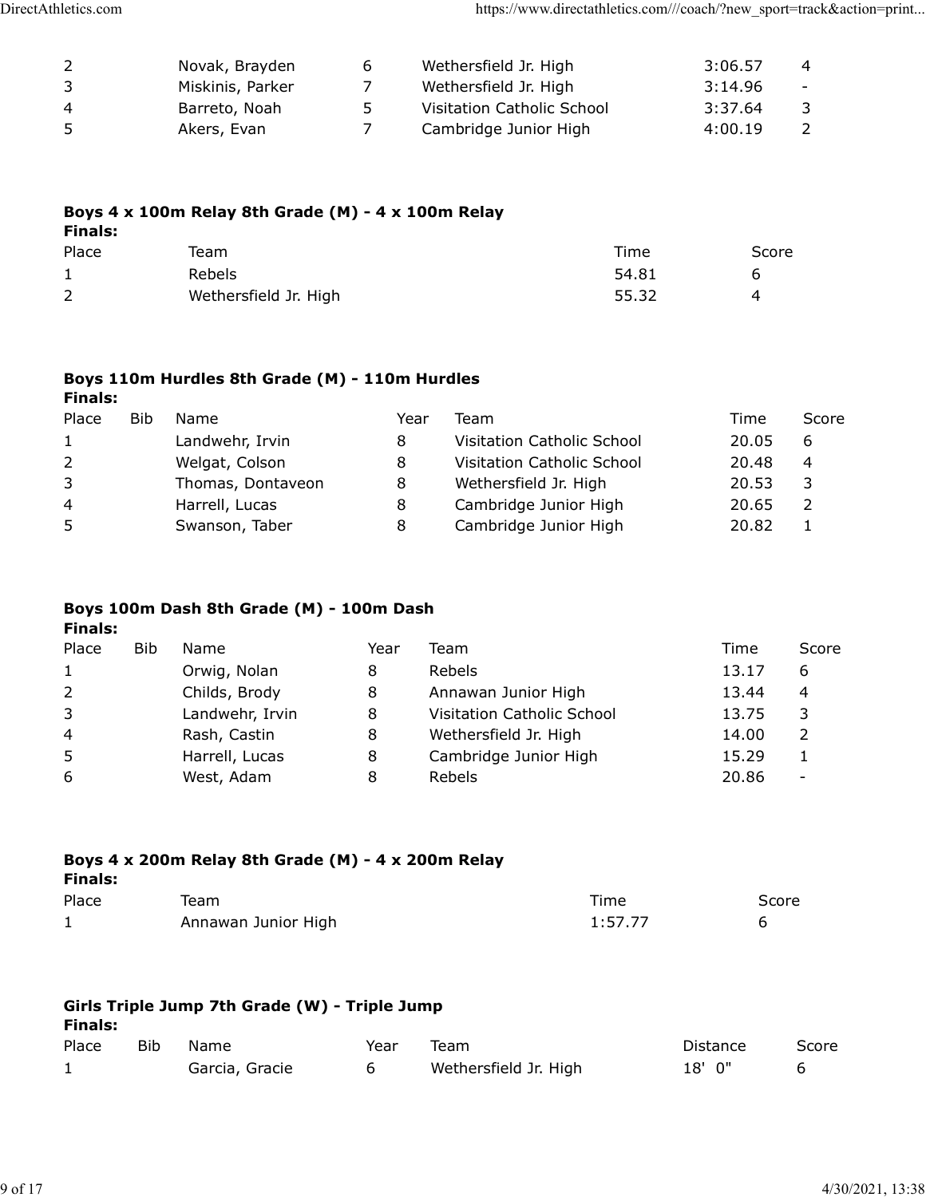| Place | Bib | Name | Year | Team | Time | Score |
|---|---|---|---|---|---|---|
| 2 | | Novak, Brayden | 6 | Wethersfield Jr. High | 3:06.57 | 4 |
| 3 | | Miskinis, Parker | 7 | Wethersfield Jr. High | 3:14.96 | - |
| 4 | | Barreto, Noah | 5 | Visitation Catholic School | 3:37.64 | 3 |
| 5 | | Akers, Evan | 7 | Cambridge Junior High | 4:00.19 | 2 |

**Boys 4 x 100m Relay 8th Grade (M) - 4 x 100m Relay**

**Finals:**

| Place | Team | Time | Score |
|---|---|---|---|
| 1 | Rebels | 54.81 | 6 |
| 2 | Wethersfield Jr. High | 55.32 | 4 |

**Boys 110m Hurdles 8th Grade (M) - 110m Hurdles**

**Finals:**

| Place | Bib | Name | Year | Team | Time | Score |
|---|---|---|---|---|---|---|
| 1 | | Landwehr, Irvin | 8 | Visitation Catholic School | 20.05 | 6 |
| 2 | | Welgat, Colson | 8 | Visitation Catholic School | 20.48 | 4 |
| 3 | | Thomas, Dontaveon | 8 | Wethersfield Jr. High | 20.53 | 3 |
| 4 | | Harrell, Lucas | 8 | Cambridge Junior High | 20.65 | 2 |
| 5 | | Swanson, Taber | 8 | Cambridge Junior High | 20.82 | 1 |

**Boys 100m Dash 8th Grade (M) - 100m Dash**

**Finals:**

| Place | Bib | Name | Year | Team | Time | Score |
|---|---|---|---|---|---|---|
| 1 | | Orwig, Nolan | 8 | Rebels | 13.17 | 6 |
| 2 | | Childs, Brody | 8 | Annawan Junior High | 13.44 | 4 |
| 3 | | Landwehr, Irvin | 8 | Visitation Catholic School | 13.75 | 3 |
| 4 | | Rash, Castin | 8 | Wethersfield Jr. High | 14.00 | 2 |
| 5 | | Harrell, Lucas | 8 | Cambridge Junior High | 15.29 | 1 |
| 6 | | West, Adam | 8 | Rebels | 20.86 | - |

**Boys 4 x 200m Relay 8th Grade (M) - 4 x 200m Relay**

**Finals:**

| Place | Team | Time | Score |
|---|---|---|---|
| 1 | Annawan Junior High | 1:57.77 | 6 |

**Girls Triple Jump 7th Grade (W) - Triple Jump**

**Finals:**

| Place | Bib | Name | Year | Team | Distance | Score |
|---|---|---|---|---|---|---|
| 1 | | Garcia, Gracie | 6 | Wethersfield Jr. High | 18' 0" | 6 |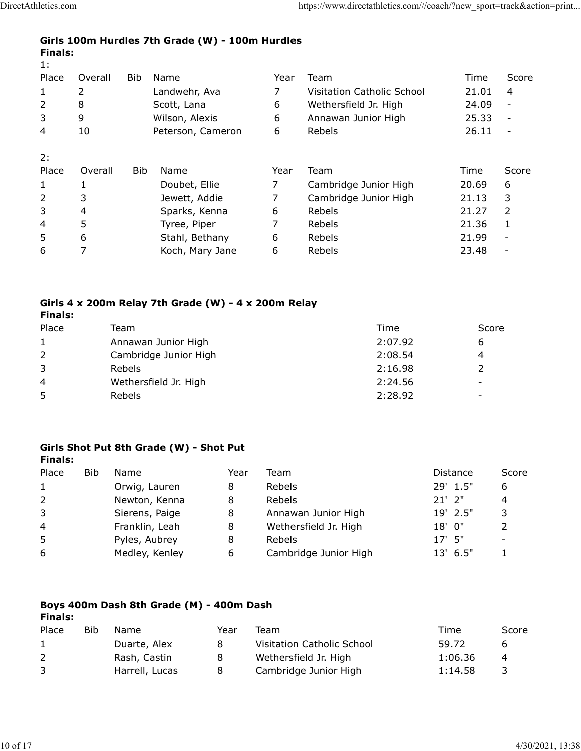**Girls 100m Hurdles 7th Grade (W) - 100m Hurdles**

**Finals:**

1:

| Place | Overall | Bib | Name | Year | Team | Time | Score |
|---|---|---|---|---|---|---|---|
| 1 | 2 | | Landwehr, Ava | 7 | Visitation Catholic School | 21.01 | 4 |
| 2 | 8 | | Scott, Lana | 6 | Wethersfield Jr. High | 24.09 | - |
| 3 | 9 | | Wilson, Alexis | 6 | Annawan Junior High | 25.33 | - |
| 4 | 10 | | Peterson, Cameron | 6 | Rebels | 26.11 | - |

2:

| Place | Overall | Bib | Name | Year | Team | Time | Score |
|---|---|---|---|---|---|---|---|
| 1 | 1 | | Doubet, Ellie | 7 | Cambridge Junior High | 20.69 | 6 |
| 2 | 3 | | Jewett, Addie | 7 | Cambridge Junior High | 21.13 | 3 |
| 3 | 4 | | Sparks, Kenna | 6 | Rebels | 21.27 | 2 |
| 4 | 5 | | Tyree, Piper | 7 | Rebels | 21.36 | 1 |
| 5 | 6 | | Stahl, Bethany | 6 | Rebels | 21.99 | - |
| 6 | 7 | | Koch, Mary Jane | 6 | Rebels | 23.48 | - |

**Girls 4 x 200m Relay 7th Grade (W) - 4 x 200m Relay**

**Finals:**

| Place | Team | Time | Score |
|---|---|---|---|
| 1 | Annawan Junior High | 2:07.92 | 6 |
| 2 | Cambridge Junior High | 2:08.54 | 4 |
| 3 | Rebels | 2:16.98 | 2 |
| 4 | Wethersfield Jr. High | 2:24.56 | - |
| 5 | Rebels | 2:28.92 | - |

**Girls Shot Put 8th Grade (W) - Shot Put**

**Finals:**

| Place | Bib | Name | Year | Team | Distance | Score |
|---|---|---|---|---|---|---|
| 1 | | Orwig, Lauren | 8 | Rebels | 29' 1.5" | 6 |
| 2 | | Newton, Kenna | 8 | Rebels | 21' 2" | 4 |
| 3 | | Sierens, Paige | 8 | Annawan Junior High | 19' 2.5" | 3 |
| 4 | | Franklin, Leah | 8 | Wethersfield Jr. High | 18' 0" | 2 |
| 5 | | Pyles, Aubrey | 8 | Rebels | 17' 5" | - |
| 6 | | Medley, Kenley | 6 | Cambridge Junior High | 13' 6.5" | 1 |

**Boys 400m Dash 8th Grade (M) - 400m Dash**

**Finals:**

| Place | Bib | Name | Year | Team | Time | Score |
|---|---|---|---|---|---|---|
| 1 | | Duarte, Alex | 8 | Visitation Catholic School | 59.72 | 6 |
| 2 | | Rash, Castin | 8 | Wethersfield Jr. High | 1:06.36 | 4 |
| 3 | | Harrell, Lucas | 8 | Cambridge Junior High | 1:14.58 | 3 |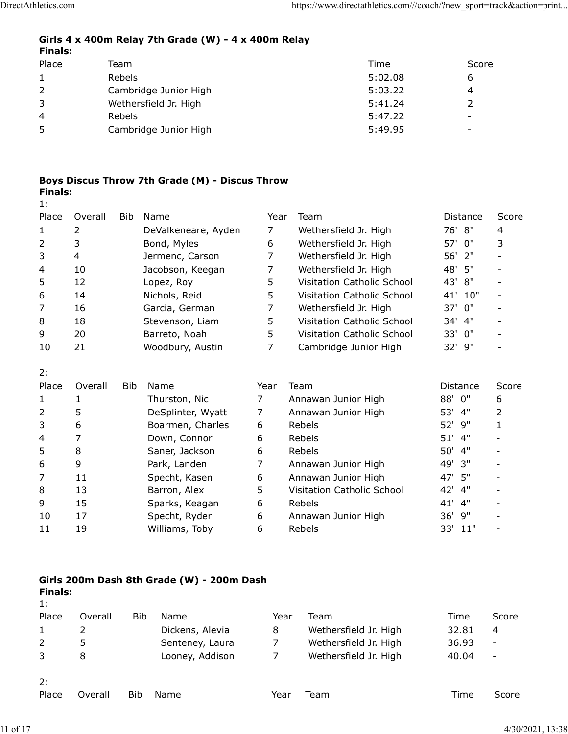**Girls 4 x 400m Relay 7th Grade (W) - 4 x 400m Relay**
**Finals:**

| Place | Team | Time | Score |
|---|---|---|---|
| 1 | Rebels | 5:02.08 | 6 |
| 2 | Cambridge Junior High | 5:03.22 | 4 |
| 3 | Wethersfield Jr. High | 5:41.24 | 2 |
| 4 | Rebels | 5:47.22 | - |
| 5 | Cambridge Junior High | 5:49.95 | - |

**Boys Discus Throw 7th Grade (M) - Discus Throw**
**Finals:**

1:

| Place | Overall | Bib | Name | Year | Team | Distance | Score |
|---|---|---|---|---|---|---|---|
| 1 | 2 | | DeValkeneare, Ayden | 7 | Wethersfield Jr. High | 76' 8" | 4 |
| 2 | 3 | | Bond, Myles | 6 | Wethersfield Jr. High | 57' 0" | 3 |
| 3 | 4 | | Jermenc, Carson | 7 | Wethersfield Jr. High | 56' 2" | - |
| 4 | 10 | | Jacobson, Keegan | 7 | Wethersfield Jr. High | 48' 5" | - |
| 5 | 12 | | Lopez, Roy | 5 | Visitation Catholic School | 43' 8" | - |
| 6 | 14 | | Nichols, Reid | 5 | Visitation Catholic School | 41' 10" | - |
| 7 | 16 | | Garcia, German | 7 | Wethersfield Jr. High | 37' 0" | - |
| 8 | 18 | | Stevenson, Liam | 5 | Visitation Catholic School | 34' 4" | - |
| 9 | 20 | | Barreto, Noah | 5 | Visitation Catholic School | 33' 0" | - |
| 10 | 21 | | Woodbury, Austin | 7 | Cambridge Junior High | 32' 9" | - |

2:

| Place | Overall | Bib | Name | Year | Team | Distance | Score |
|---|---|---|---|---|---|---|---|
| 1 | 1 | | Thurston, Nic | 7 | Annawan Junior High | 88' 0" | 6 |
| 2 | 5 | | DeSplinter, Wyatt | 7 | Annawan Junior High | 53' 4" | 2 |
| 3 | 6 | | Boarmen, Charles | 6 | Rebels | 52' 9" | 1 |
| 4 | 7 | | Down, Connor | 6 | Rebels | 51' 4" | - |
| 5 | 8 | | Saner, Jackson | 6 | Rebels | 50' 4" | - |
| 6 | 9 | | Park, Landen | 7 | Annawan Junior High | 49' 3" | - |
| 7 | 11 | | Specht, Kasen | 6 | Annawan Junior High | 47' 5" | - |
| 8 | 13 | | Barron, Alex | 5 | Visitation Catholic School | 42' 4" | - |
| 9 | 15 | | Sparks, Keagan | 6 | Rebels | 41' 4" | - |
| 10 | 17 | | Specht, Ryder | 6 | Annawan Junior High | 36' 9" | - |
| 11 | 19 | | Williams, Toby | 6 | Rebels | 33' 11" | - |

**Girls 200m Dash 8th Grade (W) - 200m Dash**
**Finals:**

1:

| Place | Overall | Bib | Name | Year | Team | Time | Score |
|---|---|---|---|---|---|---|---|
| 1 | 2 | | Dickens, Alevia | 8 | Wethersfield Jr. High | 32.81 | 4 |
| 2 | 5 | | Senteney, Laura | 7 | Wethersfield Jr. High | 36.93 | - |
| 3 | 8 | | Looney, Addison | 7 | Wethersfield Jr. High | 40.04 | - |

2:

| Place | Overall | Bib | Name | Year | Team | Time | Score |
|---|---|---|---|---|---|---|---|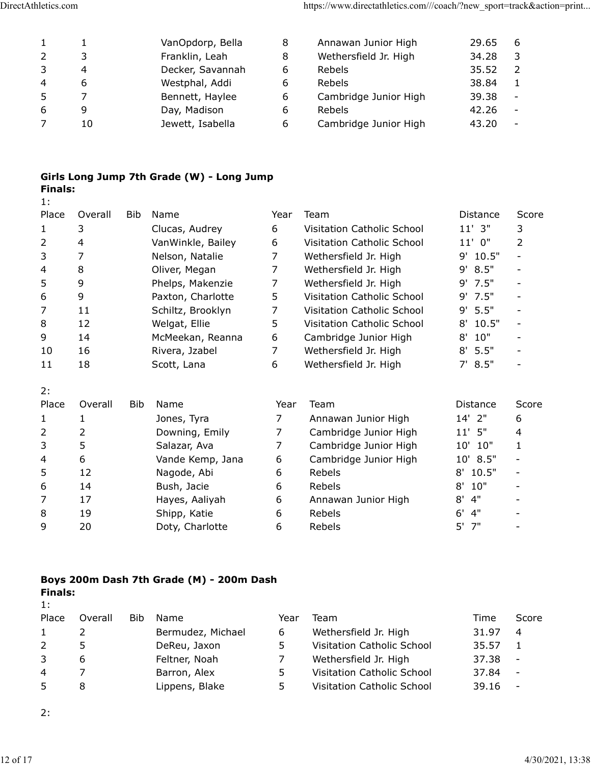| | | | | | | |
|---|---|---|---|---|---|---|
| 1 | 1 | VanOpdorp, Bella | 8 | Annawan Junior High | 29.65 | 6 |
| 2 | 3 | Franklin, Leah | 8 | Wethersfield Jr. High | 34.28 | 3 |
| 3 | 4 | Decker, Savannah | 6 | Rebels | 35.52 | 2 |
| 4 | 6 | Westphal, Addi | 6 | Rebels | 38.84 | 1 |
| 5 | 7 | Bennett, Haylee | 6 | Cambridge Junior High | 39.38 | - |
| 6 | 9 | Day, Madison | 6 | Rebels | 42.26 | - |
| 7 | 10 | Jewett, Isabella | 6 | Cambridge Junior High | 43.20 | - |

**Girls Long Jump 7th Grade (W) - Long Jump**

**Finals:**

1:

| Place | Overall | Bib | Name | Year | Team | Distance | Score |
|---|---|---|---|---|---|---|---|
| 1 | 3 | | Clucas, Audrey | 6 | Visitation Catholic School | 11' 3" | 3 |
| 2 | 4 | | VanWinkle, Bailey | 6 | Visitation Catholic School | 11' 0" | 2 |
| 3 | 7 | | Nelson, Natalie | 7 | Wethersfield Jr. High | 9' 10.5" | - |
| 4 | 8 | | Oliver, Megan | 7 | Wethersfield Jr. High | 9' 8.5" | - |
| 5 | 9 | | Phelps, Makenzie | 7 | Wethersfield Jr. High | 9' 7.5" | - |
| 6 | 9 | | Paxton, Charlotte | 5 | Visitation Catholic School | 9' 7.5" | - |
| 7 | 11 | | Schiltz, Brooklyn | 7 | Visitation Catholic School | 9' 5.5" | - |
| 8 | 12 | | Welgat, Ellie | 5 | Visitation Catholic School | 8' 10.5" | - |
| 9 | 14 | | McMeekan, Reanna | 6 | Cambridge Junior High | 8' 10" | - |
| 10 | 16 | | Rivera, Jzabel | 7 | Wethersfield Jr. High | 8' 5.5" | - |
| 11 | 18 | | Scott, Lana | 6 | Wethersfield Jr. High | 7' 8.5" | - |

2:

| Place | Overall | Bib | Name | Year | Team | Distance | Score |
|---|---|---|---|---|---|---|---|
| 1 | 1 | | Jones, Tyra | 7 | Annawan Junior High | 14' 2" | 6 |
| 2 | 2 | | Downing, Emily | 7 | Cambridge Junior High | 11' 5" | 4 |
| 3 | 5 | | Salazar, Ava | 7 | Cambridge Junior High | 10' 10" | 1 |
| 4 | 6 | | Vande Kemp, Jana | 6 | Cambridge Junior High | 10' 8.5" | - |
| 5 | 12 | | Nagode, Abi | 6 | Rebels | 8' 10.5" | - |
| 6 | 14 | | Bush, Jacie | 6 | Rebels | 8' 10" | - |
| 7 | 17 | | Hayes, Aaliyah | 6 | Annawan Junior High | 8' 4" | - |
| 8 | 19 | | Shipp, Katie | 6 | Rebels | 6' 4" | - |
| 9 | 20 | | Doty, Charlotte | 6 | Rebels | 5' 7" | - |

**Boys 200m Dash 7th Grade (M) - 200m Dash**

**Finals:**

1:

| Place | Overall | Bib | Name | Year | Team | Time | Score |
|---|---|---|---|---|---|---|---|
| 1 | 2 | | Bermudez, Michael | 6 | Wethersfield Jr. High | 31.97 | 4 |
| 2 | 5 | | DeReu, Jaxon | 5 | Visitation Catholic School | 35.57 | 1 |
| 3 | 6 | | Feltner, Noah | 7 | Wethersfield Jr. High | 37.38 | - |
| 4 | 7 | | Barron, Alex | 5 | Visitation Catholic School | 37.84 | - |
| 5 | 8 | | Lippens, Blake | 5 | Visitation Catholic School | 39.16 | - |

2: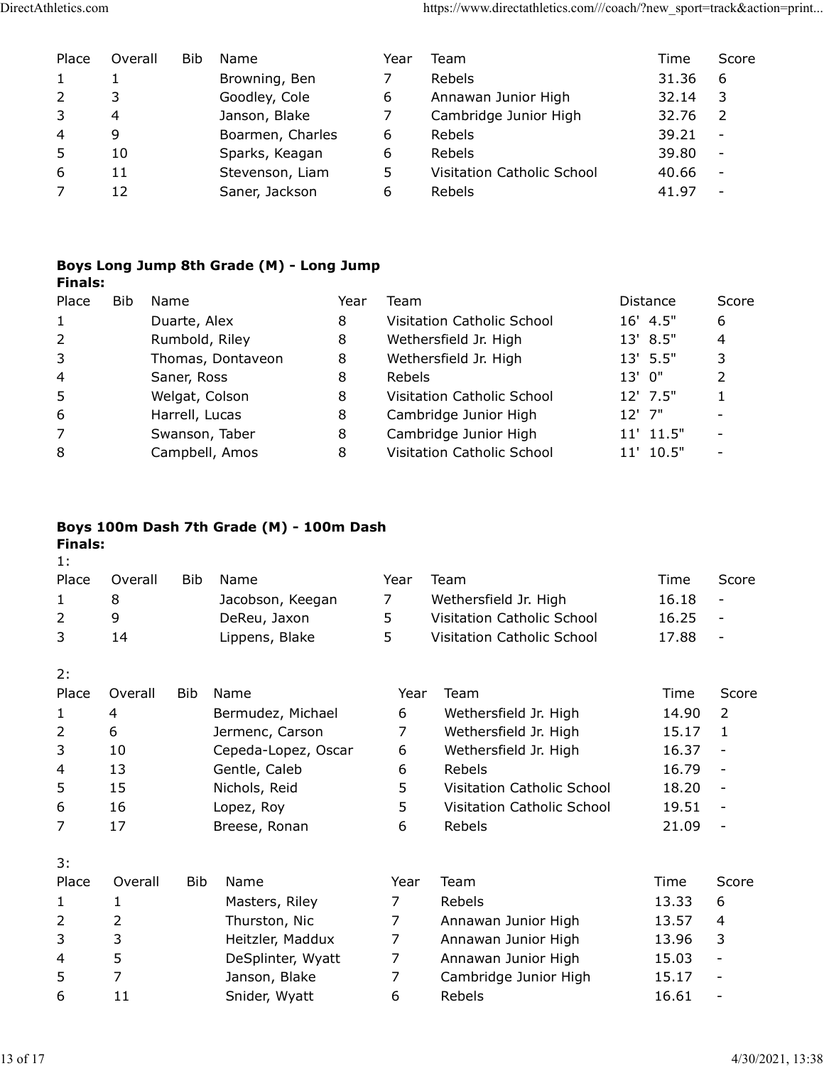| Place | Overall | Bib | Name | Year | Team | Time | Score |
|---|---|---|---|---|---|---|---|
| 1 | 1 | | Browning, Ben | 7 | Rebels | 31.36 | 6 |
| 2 | 3 | | Goodley, Cole | 6 | Annawan Junior High | 32.14 | 3 |
| 3 | 4 | | Janson, Blake | 7 | Cambridge Junior High | 32.76 | 2 |
| 4 | 9 | | Boarmen, Charles | 6 | Rebels | 39.21 | - |
| 5 | 10 | | Sparks, Keagan | 6 | Rebels | 39.80 | - |
| 6 | 11 | | Stevenson, Liam | 5 | Visitation Catholic School | 40.66 | - |
| 7 | 12 | | Saner, Jackson | 6 | Rebels | 41.97 | - |

**Boys Long Jump 8th Grade (M) - Long Jump**

**Finals:**

| Place | Bib | Name | Year | Team | Distance | Score |
|---|---|---|---|---|---|---|
| 1 | | Duarte, Alex | 8 | Visitation Catholic School | 16' 4.5" | 6 |
| 2 | | Rumbold, Riley | 8 | Wethersfield Jr. High | 13' 8.5" | 4 |
| 3 | | Thomas, Dontaveon | 8 | Wethersfield Jr. High | 13' 5.5" | 3 |
| 4 | | Saner, Ross | 8 | Rebels | 13' 0" | 2 |
| 5 | | Welgat, Colson | 8 | Visitation Catholic School | 12' 7.5" | 1 |
| 6 | | Harrell, Lucas | 8 | Cambridge Junior High | 12' 7" | - |
| 7 | | Swanson, Taber | 8 | Cambridge Junior High | 11' 11.5" | - |
| 8 | | Campbell, Amos | 8 | Visitation Catholic School | 11' 10.5" | - |

**Boys 100m Dash 7th Grade (M) - 100m Dash**

**Finals:**

1:

| Place | Overall | Bib | Name | Year | Team | Time | Score |
|---|---|---|---|---|---|---|---|
| 1 | 8 | | Jacobson, Keegan | 7 | Wethersfield Jr. High | 16.18 | - |
| 2 | 9 | | DeReu, Jaxon | 5 | Visitation Catholic School | 16.25 | - |
| 3 | 14 | | Lippens, Blake | 5 | Visitation Catholic School | 17.88 | - |

2:

| Place | Overall | Bib | Name | Year | Team | Time | Score |
|---|---|---|---|---|---|---|---|
| 1 | 4 | | Bermudez, Michael | 6 | Wethersfield Jr. High | 14.90 | 2 |
| 2 | 6 | | Jermenc, Carson | 7 | Wethersfield Jr. High | 15.17 | 1 |
| 3 | 10 | | Cepeda-Lopez, Oscar | 6 | Wethersfield Jr. High | 16.37 | - |
| 4 | 13 | | Gentle, Caleb | 6 | Rebels | 16.79 | - |
| 5 | 15 | | Nichols, Reid | 5 | Visitation Catholic School | 18.20 | - |
| 6 | 16 | | Lopez, Roy | 5 | Visitation Catholic School | 19.51 | - |
| 7 | 17 | | Breese, Ronan | 6 | Rebels | 21.09 | - |

3:

| Place | Overall | Bib | Name | Year | Team | Time | Score |
|---|---|---|---|---|---|---|---|
| 1 | 1 | | Masters, Riley | 7 | Rebels | 13.33 | 6 |
| 2 | 2 | | Thurston, Nic | 7 | Annawan Junior High | 13.57 | 4 |
| 3 | 3 | | Heitzler, Maddux | 7 | Annawan Junior High | 13.96 | 3 |
| 4 | 5 | | DeSplinter, Wyatt | 7 | Annawan Junior High | 15.03 | - |
| 5 | 7 | | Janson, Blake | 7 | Cambridge Junior High | 15.17 | - |
| 6 | 11 | | Snider, Wyatt | 6 | Rebels | 16.61 | - |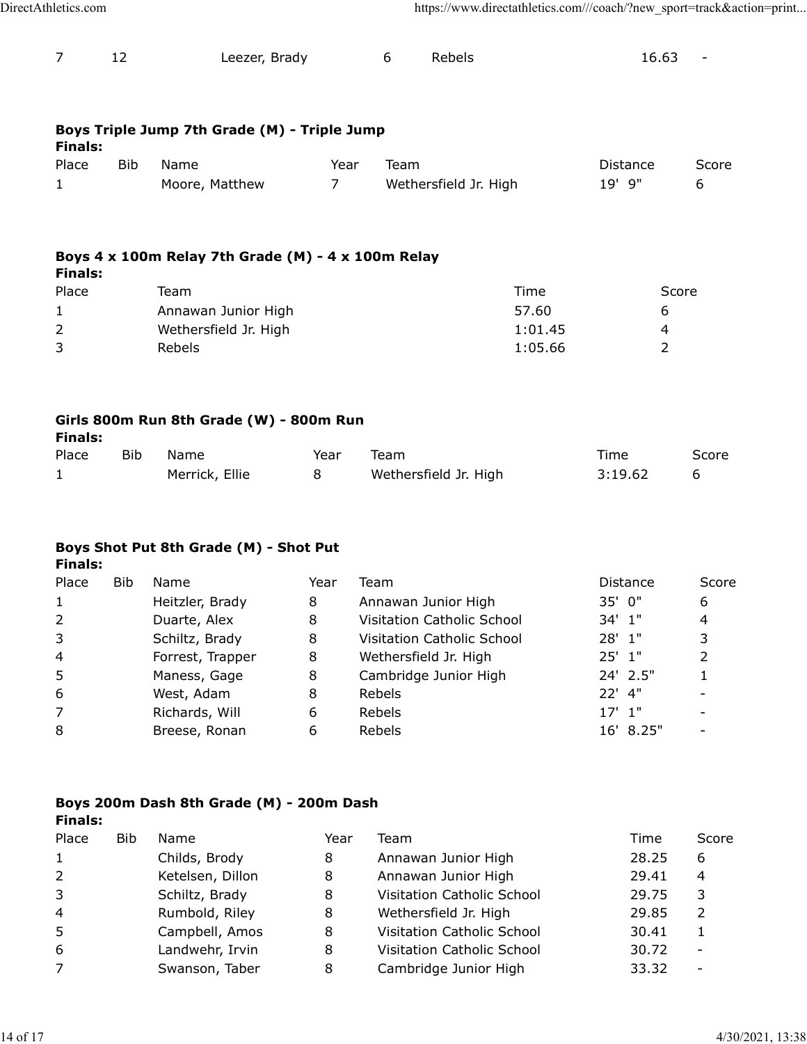| 7 | 12 | Leezer, Brady | 6 | Rebels | 16.63 | - |
|---|---|---|---|---|---|---|

**Boys Triple Jump 7th Grade (M) - Triple Jump**

**Finals:**

| Place | Bib | Name | Year | Team | Distance | Score |
|---|---|---|---|---|---|---|
| 1 | | Moore, Matthew | 7 | Wethersfield Jr. High | 19' 9" | 6 |

**Boys 4 x 100m Relay 7th Grade (M) - 4 x 100m Relay**

**Finals:**

| Place | Team | Time | Score |
|---|---|---|---|
| 1 | Annawan Junior High | 57.60 | 6 |
| 2 | Wethersfield Jr. High | 1:01.45 | 4 |
| 3 | Rebels | 1:05.66 | 2 |

**Girls 800m Run 8th Grade (W) - 800m Run**

**Finals:**

| Place | Bib | Name | Year | Team | Time | Score |
|---|---|---|---|---|---|---|
| 1 | | Merrick, Ellie | 8 | Wethersfield Jr. High | 3:19.62 | 6 |

**Boys Shot Put 8th Grade (M) - Shot Put**

**Finals:**

| Place | Bib | Name | Year | Team | Distance | Score |
|---|---|---|---|---|---|---|
| 1 | | Heitzler, Brady | 8 | Annawan Junior High | 35' 0" | 6 |
| 2 | | Duarte, Alex | 8 | Visitation Catholic School | 34' 1" | 4 |
| 3 | | Schiltz, Brady | 8 | Visitation Catholic School | 28' 1" | 3 |
| 4 | | Forrest, Trapper | 8 | Wethersfield Jr. High | 25' 1" | 2 |
| 5 | | Maness, Gage | 8 | Cambridge Junior High | 24' 2.5" | 1 |
| 6 | | West, Adam | 8 | Rebels | 22' 4" | - |
| 7 | | Richards, Will | 6 | Rebels | 17' 1" | - |
| 8 | | Breese, Ronan | 6 | Rebels | 16' 8.25" | - |

**Boys 200m Dash 8th Grade (M) - 200m Dash**

**Finals:**

| Place | Bib | Name | Year | Team | Time | Score |
|---|---|---|---|---|---|---|
| 1 | | Childs, Brody | 8 | Annawan Junior High | 28.25 | 6 |
| 2 | | Ketelsen, Dillon | 8 | Annawan Junior High | 29.41 | 4 |
| 3 | | Schiltz, Brady | 8 | Visitation Catholic School | 29.75 | 3 |
| 4 | | Rumbold, Riley | 8 | Wethersfield Jr. High | 29.85 | 2 |
| 5 | | Campbell, Amos | 8 | Visitation Catholic School | 30.41 | 1 |
| 6 | | Landwehr, Irvin | 8 | Visitation Catholic School | 30.72 | - |
| 7 | | Swanson, Taber | 8 | Cambridge Junior High | 33.32 | - |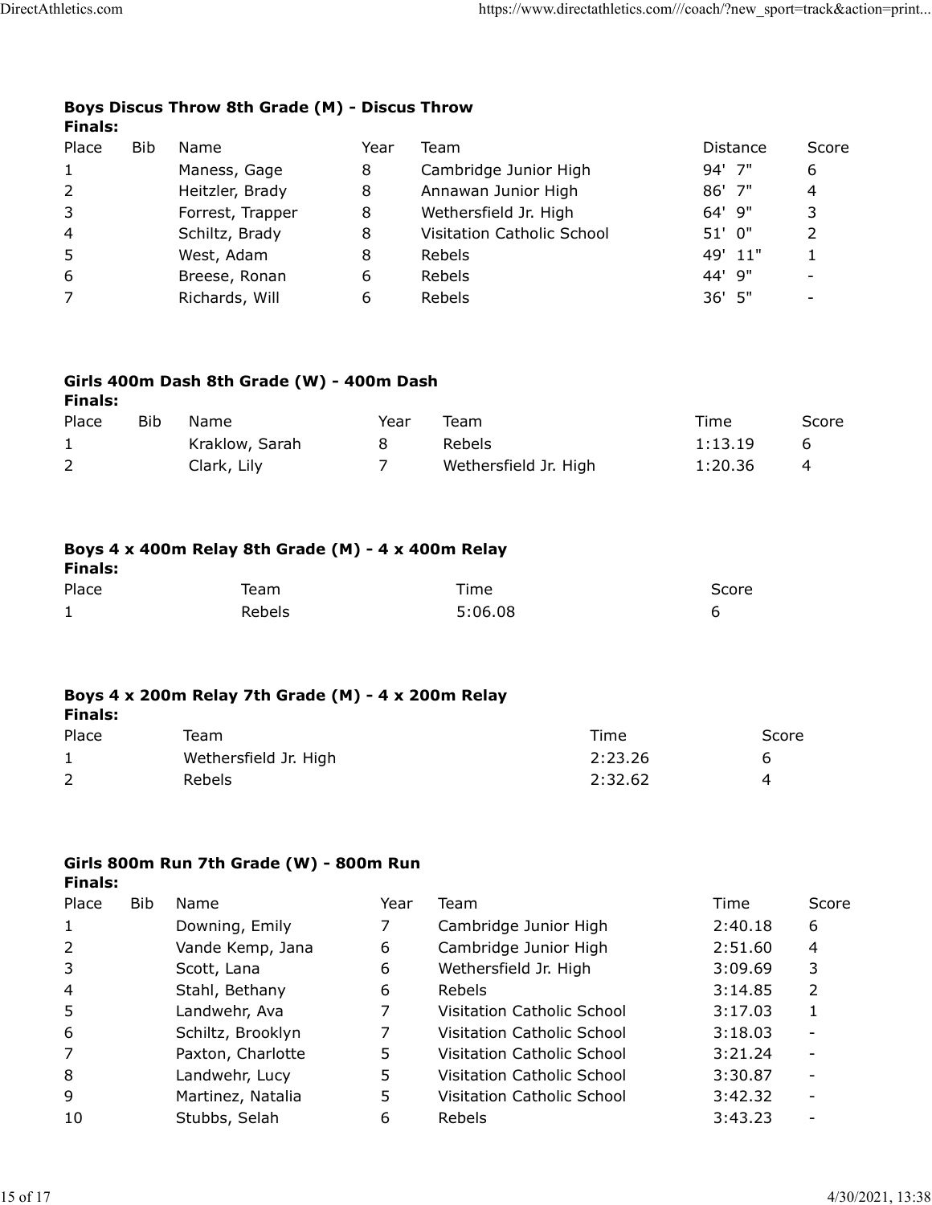### Boys Discus Throw 8th Grade (M) - Discus Throw

**Finals:**

| Place | Bib | Name | Year | Team | Distance | Score |
|---|---|---|---|---|---|---|
| 1 | | Maness, Gage | 8 | Cambridge Junior High | 94' 7" | 6 |
| 2 | | Heitzler, Brady | 8 | Annawan Junior High | 86' 7" | 4 |
| 3 | | Forrest, Trapper | 8 | Wethersfield Jr. High | 64' 9" | 3 |
| 4 | | Schiltz, Brady | 8 | Visitation Catholic School | 51' 0" | 2 |
| 5 | | West, Adam | 8 | Rebels | 49' 11" | 1 |
| 6 | | Breese, Ronan | 6 | Rebels | 44' 9" | - |
| 7 | | Richards, Will | 6 | Rebels | 36' 5" | - |

### Girls 400m Dash 8th Grade (W) - 400m Dash

**Finals:**

| Place | Bib | Name | Year | Team | Time | Score |
|---|---|---|---|---|---|---|
| 1 | | Kraklow, Sarah | 8 | Rebels | 1:13.19 | 6 |
| 2 | | Clark, Lily | 7 | Wethersfield Jr. High | 1:20.36 | 4 |

### Boys 4 x 400m Relay 8th Grade (M) - 4 x 400m Relay

**Finals:**

| Place | Team | Time | Score |
|---|---|---|---|
| 1 | Rebels | 5:06.08 | 6 |

### Boys 4 x 200m Relay 7th Grade (M) - 4 x 200m Relay

**Finals:**

| Place | Team | Time | Score |
|---|---|---|---|
| 1 | Wethersfield Jr. High | 2:23.26 | 6 |
| 2 | Rebels | 2:32.62 | 4 |

### Girls 800m Run 7th Grade (W) - 800m Run

**Finals:**

| Place | Bib | Name | Year | Team | Time | Score |
|---|---|---|---|---|---|---|
| 1 | | Downing, Emily | 7 | Cambridge Junior High | 2:40.18 | 6 |
| 2 | | Vande Kemp, Jana | 6 | Cambridge Junior High | 2:51.60 | 4 |
| 3 | | Scott, Lana | 6 | Wethersfield Jr. High | 3:09.69 | 3 |
| 4 | | Stahl, Bethany | 6 | Rebels | 3:14.85 | 2 |
| 5 | | Landwehr, Ava | 7 | Visitation Catholic School | 3:17.03 | 1 |
| 6 | | Schiltz, Brooklyn | 7 | Visitation Catholic School | 3:18.03 | - |
| 7 | | Paxton, Charlotte | 5 | Visitation Catholic School | 3:21.24 | - |
| 8 | | Landwehr, Lucy | 5 | Visitation Catholic School | 3:30.87 | - |
| 9 | | Martinez, Natalia | 5 | Visitation Catholic School | 3:42.32 | - |
| 10 | | Stubbs, Selah | 6 | Rebels | 3:43.23 | - |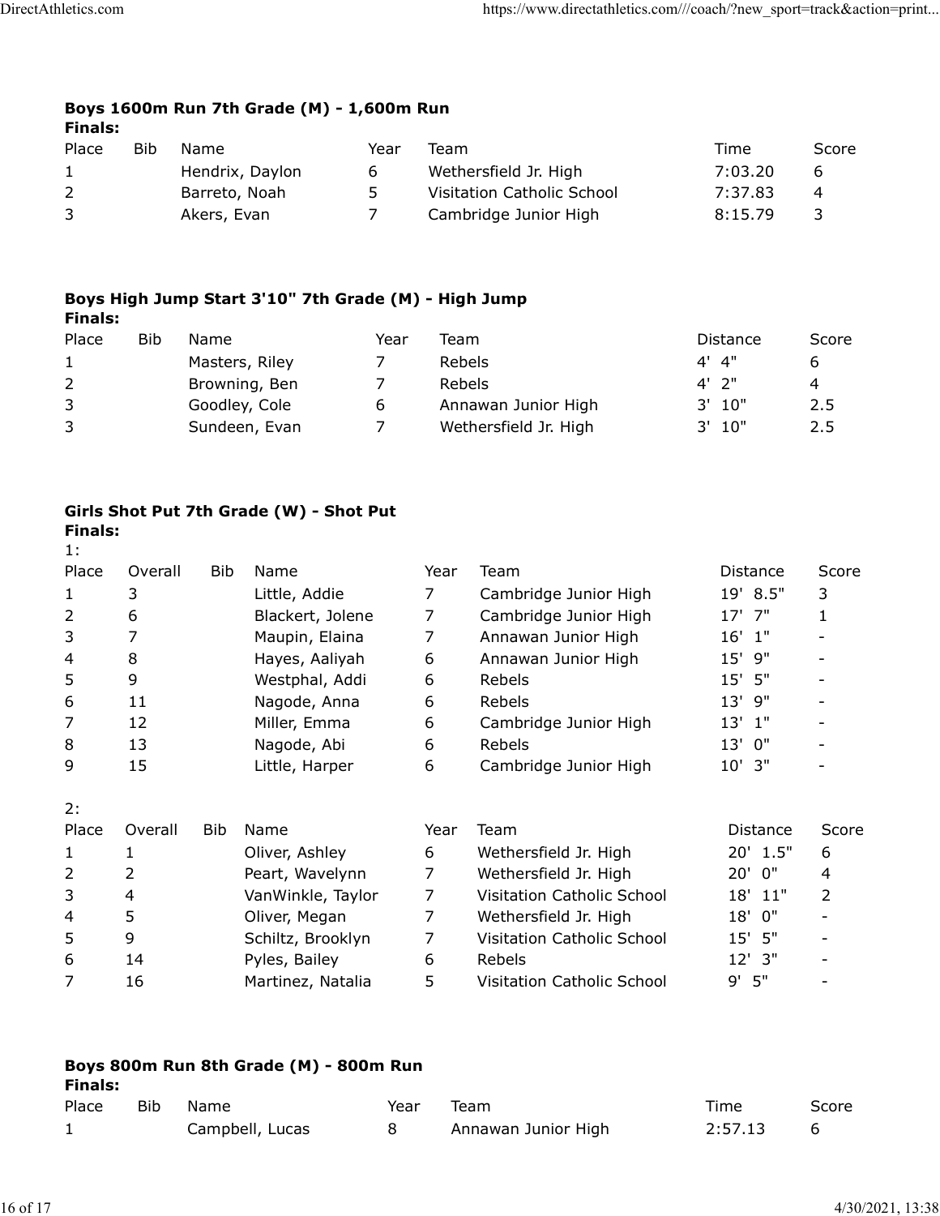### Boys 1600m Run 7th Grade (M) - 1,600m Run

**Finals:**

| Place | Bib | Name | Year | Team | Time | Score |
|---|---|---|---|---|---|---|
| 1 | | Hendrix, Daylon | 6 | Wethersfield Jr. High | 7:03.20 | 6 |
| 2 | | Barreto, Noah | 5 | Visitation Catholic School | 7:37.83 | 4 |
| 3 | | Akers, Evan | 7 | Cambridge Junior High | 8:15.79 | 3 |

### Boys High Jump Start 3'10" 7th Grade (M) - High Jump

**Finals:**

| Place | Bib | Name | Year | Team | Distance | Score |
|---|---|---|---|---|---|---|
| 1 | | Masters, Riley | 7 | Rebels | 4' 4" | 6 |
| 2 | | Browning, Ben | 7 | Rebels | 4' 2" | 4 |
| 3 | | Goodley, Cole | 6 | Annawan Junior High | 3' 10" | 2.5 |
| 3 | | Sundeen, Evan | 7 | Wethersfield Jr. High | 3' 10" | 2.5 |

### Girls Shot Put 7th Grade (W) - Shot Put

**Finals:**

1:

| Place | Overall | Bib | Name | Year | Team | Distance | Score |
|---|---|---|---|---|---|---|---|
| 1 | 3 | | Little, Addie | 7 | Cambridge Junior High | 19' 8.5" | 3 |
| 2 | 6 | | Blackert, Jolene | 7 | Cambridge Junior High | 17' 7" | 1 |
| 3 | 7 | | Maupin, Elaina | 7 | Annawan Junior High | 16' 1" | - |
| 4 | 8 | | Hayes, Aaliyah | 6 | Annawan Junior High | 15' 9" | - |
| 5 | 9 | | Westphal, Addi | 6 | Rebels | 15' 5" | - |
| 6 | 11 | | Nagode, Anna | 6 | Rebels | 13' 9" | - |
| 7 | 12 | | Miller, Emma | 6 | Cambridge Junior High | 13' 1" | - |
| 8 | 13 | | Nagode, Abi | 6 | Rebels | 13' 0" | - |
| 9 | 15 | | Little, Harper | 6 | Cambridge Junior High | 10' 3" | - |

2:

| Place | Overall | Bib | Name | Year | Team | Distance | Score |
|---|---|---|---|---|---|---|---|
| 1 | 1 | | Oliver, Ashley | 6 | Wethersfield Jr. High | 20' 1.5" | 6 |
| 2 | 2 | | Peart, Wavelynn | 7 | Wethersfield Jr. High | 20' 0" | 4 |
| 3 | 4 | | VanWinkle, Taylor | 7 | Visitation Catholic School | 18' 11" | 2 |
| 4 | 5 | | Oliver, Megan | 7 | Wethersfield Jr. High | 18' 0" | - |
| 5 | 9 | | Schiltz, Brooklyn | 7 | Visitation Catholic School | 15' 5" | - |
| 6 | 14 | | Pyles, Bailey | 6 | Rebels | 12' 3" | - |
| 7 | 16 | | Martinez, Natalia | 5 | Visitation Catholic School | 9' 5" | - |

### Boys 800m Run 8th Grade (M) - 800m Run

**Finals:**

| Place | Bib | Name | Year | Team | Time | Score |
|---|---|---|---|---|---|---|
| 1 | | Campbell, Lucas | 8 | Annawan Junior High | 2:57.13 | 6 |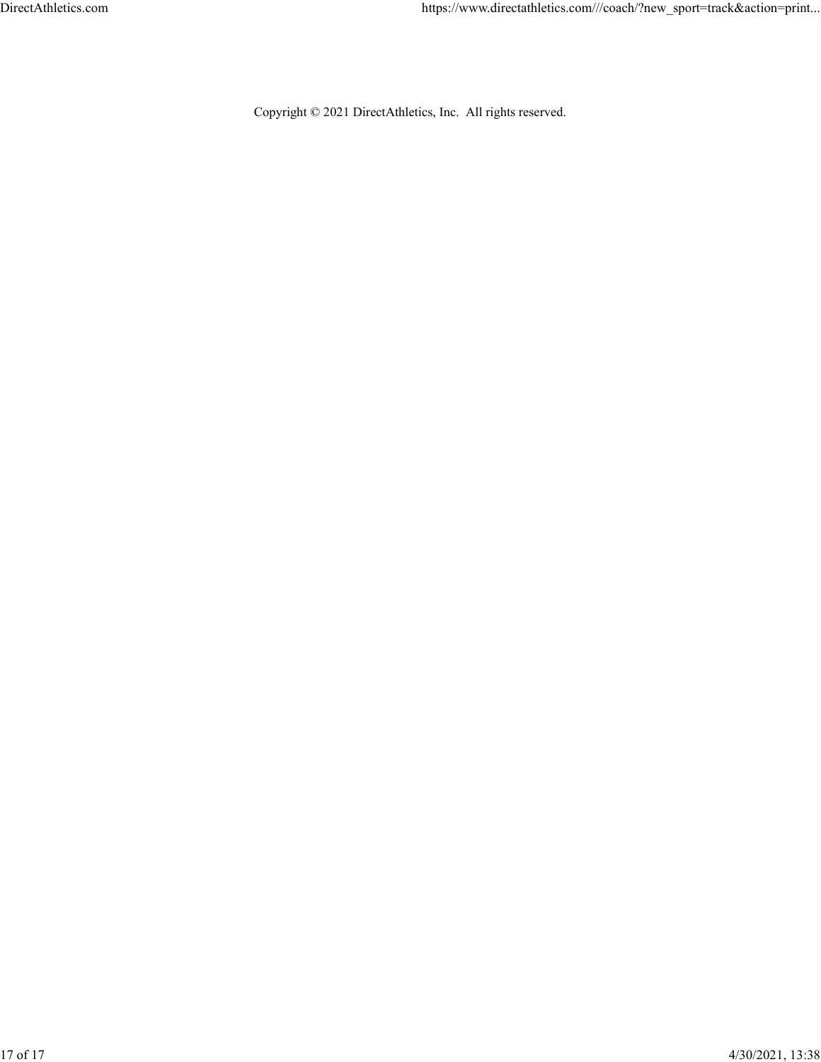Copyright © 2021 DirectAthletics, Inc. All rights reserved.